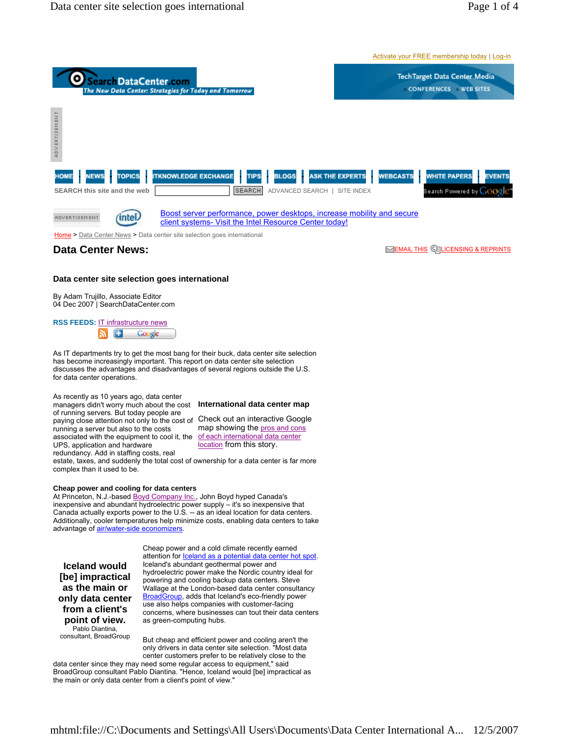Activate your FREE membership today | Log-in

SearchDataCenter.com
The New Data Center: Strategies for Today and Tomorrow

TechTarget Data Center Media
CONFERENCES  WEB SITES

HOME | NEWS | TOPICS | ITKNOWLEDGE EXCHANGE | TIPS | BLOGS | ASK THE EXPERTS | WEBCASTS | WHITE PAPERS | EVENTS

SEARCH this site and the web  SEARCH  ADVANCED SEARCH | SITE INDEX

Boost server performance, power desktops, increase mobility and secure client systems- Visit the Intel Resource Center today!

Home > Data Center News > Data center site selection goes international

## Data Center News:

EMAIL THIS  LICENSING & REPRINTS

### Data center site selection goes international

By Adam Trujillo, Associate Editor
04 Dec 2007 | SearchDataCenter.com

**RSS FEEDS:** IT infrastructure news

As IT departments try to get the most bang for their buck, data center site selection has become increasingly important. This report on data center site selection discusses the advantages and disadvantages of several regions outside the U.S. for data center operations.

**International data center map**

Check out an interactive Google map showing the pros and cons of each international data center location from this story.

As recently as 10 years ago, data center managers didn't worry much about the cost of running servers. But today people are paying close attention not only to the cost of running a server but also to the costs associated with the equipment to cool it, the UPS, application and hardware redundancy. Add in staffing costs, real estate, taxes, and suddenly the total cost of ownership for a data center is far more complex than it used to be.

**Cheap power and cooling for data centers**
At Princeton, N.J.-based Boyd Company Inc., John Boyd hyped Canada's inexpensive and abundant hydroelectric power supply – it's so inexpensive that Canada actually exports power to the U.S. -- as an ideal location for data centers. Additionally, cooler temperatures help minimize costs, enabling data centers to take advantage of air/water-side economizers.

**Iceland would [be] impractical as the main or only data center from a client's point of view.**
Pablo Diantina, consultant, BroadGroup

Cheap power and a cold climate recently earned attention for Iceland as a potential data center hot spot. Iceland's abundant geothermal power and hydroelectric power make the Nordic country ideal for powering and cooling backup data centers. Steve Wallage at the London-based data center consultancy BroadGroup, adds that Iceland's eco-friendly power use also helps companies with customer-facing concerns, where businesses can tout their data centers as green-computing hubs.

But cheap and efficient power and cooling aren't the only drivers in data center site selection. "Most data center customers prefer to be relatively close to the data center since they may need some regular access to equipment," said BroadGroup consultant Pablo Diantina. "Hence, Iceland would [be] impractical as the main or only data center from a client's point of view."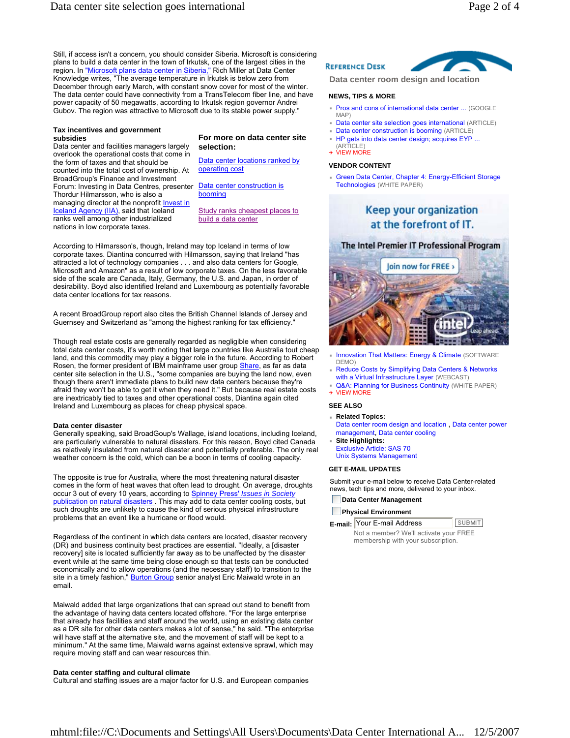Still, if access isn't a concern, you should consider Siberia. Microsoft is considering plans to build a data center in the town of Irkutsk, one of the largest cities in the region. In "Microsoft plans data center in Siberia," Rich Miller at Data Center Knowledge writes, "The average temperature in Irkutsk is below zero from December through early March, with constant snow cover for most of the winter. The data center could have connectivity from a TransTelecom fiber line, and have power capacity of 50 megawatts, according to Irkutsk region governor Andrei Gubov. The region was attractive to Microsoft due to its stable power supply."

**Tax incentives and government subsidies**

Data center and facilities managers largely overlook the operational costs that come in the form of taxes and that should be counted into the total cost of ownership. At BroadGroup's Finance and Investment Forum: Investing in Data Centres, presenter Thordur Hilmarsson, who is also a managing director at the nonprofit Invest in Iceland Agency (IIA), said that Iceland ranks well among other industrialized nations in low corporate taxes.

**For more on data center site selection:**

- Data center locations ranked by operating cost
- Data center construction is booming
- Study ranks cheapest places to build a data center

According to Hilmarsson's, though, Ireland may top Iceland in terms of low corporate taxes. Diantina concurred with Hilmarsson, saying that Ireland "has attracted a lot of technology companies . . . and also data centers for Google, Microsoft and Amazon" as a result of low corporate taxes. On the less favorable side of the scale are Canada, Italy, Germany, the U.S. and Japan, in order of desirability. Boyd also identified Ireland and Luxembourg as potentially favorable data center locations for tax reasons.

A recent BroadGroup report also cites the British Channel Islands of Jersey and Guernsey and Switzerland as "among the highest ranking for tax efficiency."

Though real estate costs are generally regarded as negligible when considering total data center costs, it's worth noting that large countries like Australia tout cheap land, and this commodity may play a bigger role in the future. According to Robert Rosen, the former president of IBM mainframe user group Share, as far as data center site selection in the U.S., "some companies are buying the land now, even though there aren't immediate plans to build new data centers because they're afraid they won't be able to get it when they need it." But because real estate costs are inextricably tied to taxes and other operational costs, Diantina again cited Ireland and Luxembourg as places for cheap physical space.

**Data center disaster**

Generally speaking, said BroadGoup's Wallage, island locations, including Iceland, are particularly vulnerable to natural disasters. For this reason, Boyd cited Canada as relatively insulated from natural disaster and potentially preferable. The only real weather concern is the cold, which can be a boon in terms of cooling capacity.

The opposite is true for Australia, where the most threatening natural disaster comes in the form of heat waves that often lead to drought. On average, droughts occur 3 out of every 10 years, according to Spinney Press' *Issues in Society* publication on natural disasters . This may add to data center cooling costs, but such droughts are unlikely to cause the kind of serious physical infrastructure problems that an event like a hurricane or flood would.

Regardless of the continent in which data centers are located, disaster recovery (DR) and business continuity best practices are essential. "Ideally, a [disaster recovery] site is located sufficiently far away as to be unaffected by the disaster event while at the same time being close enough so that tests can be conducted economically and to allow operations (and the necessary staff) to transition to the site in a timely fashion," Burton Group senior analyst Eric Maiwald wrote in an email.

Maiwald added that large organizations that can spread out stand to benefit from the advantage of having data centers located offshore. "For the large enterprise that already has facilities and staff around the world, using an existing data center as a DR site for other data centers makes a lot of sense," he said. "The enterprise will have staff at the alternative site, and the movement of staff will be kept to a minimum." At the same time, Maiwald warns against extensive sprawl, which may require moving staff and can wear resources thin.

**Data center staffing and cultural climate**

Cultural and staffing issues are a major factor for U.S. and European companies

REFERENCE DESK

Data center room design and location

**NEWS, TIPS & MORE**

- Pros and cons of international data center ... (GOOGLE MAP)
- Data center site selection goes international (ARTICLE)
- Data center construction is booming (ARTICLE)
- HP gets into data center design; acquires EYP ... (ARTICLE)

→ VIEW MORE

**VENDOR CONTENT**

- Green Data Center, Chapter 4: Energy-Efficient Storage Technologies (WHITE PAPER)

Keep your organization at the forefront of IT.

The Intel Premier IT Professional Program

Join now for FREE ›

intel Leap ahead

- Innovation That Matters: Energy & Climate (SOFTWARE DEMO)
- Reduce Costs by Simplifying Data Centers & Networks with a Virtual Infrastructure Layer (WEBCAST)
- Q&A: Planning for Business Continuity (WHITE PAPER)

→ VIEW MORE

**SEE ALSO**

- **Related Topics:**
  Data center room design and location , Data center power management, Data center cooling
- **Site Highlights:**
  Exclusive Article: SAS 70
  Unix Systems Management

**GET E-MAIL UPDATES**

Submit your e-mail below to receive Data Center-related news, tech tips and more, delivered to your inbox.

- **Data Center Management**
- **Physical Environment**

**E-mail:** Your E-mail Address SUBMIT

Not a member? We'll activate your FREE membership with your subscription.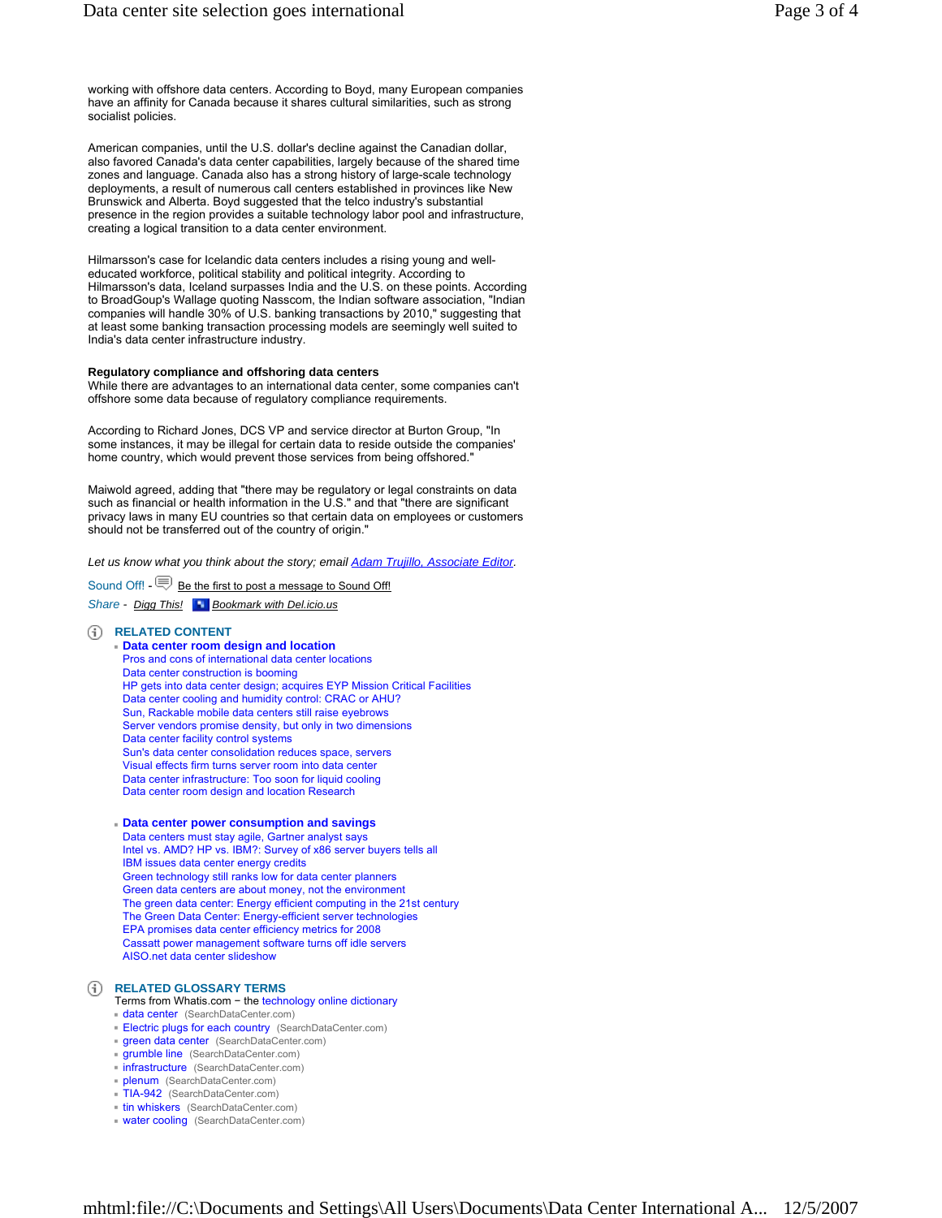working with offshore data centers. According to Boyd, many European companies have an affinity for Canada because it shares cultural similarities, such as strong socialist policies.

American companies, until the U.S. dollar's decline against the Canadian dollar, also favored Canada's data center capabilities, largely because of the shared time zones and language. Canada also has a strong history of large-scale technology deployments, a result of numerous call centers established in provinces like New Brunswick and Alberta. Boyd suggested that the telco industry's substantial presence in the region provides a suitable technology labor pool and infrastructure, creating a logical transition to a data center environment.

Hilmarsson's case for Icelandic data centers includes a rising young and well-educated workforce, political stability and political integrity. According to Hilmarsson's data, Iceland surpasses India and the U.S. on these points. According to BroadGoup's Wallage quoting Nasscom, the Indian software association, "Indian companies will handle 30% of U.S. banking transactions by 2010," suggesting that at least some banking transaction processing models are seemingly well suited to India's data center infrastructure industry.

**Regulatory compliance and offshoring data centers**

While there are advantages to an international data center, some companies can't offshore some data because of regulatory compliance requirements.

According to Richard Jones, DCS VP and service director at Burton Group, "In some instances, it may be illegal for certain data to reside outside the companies' home country, which would prevent those services from being offshored."

Maiwold agreed, adding that "there may be regulatory or legal constraints on data such as financial or health information in the U.S." and that "there are significant privacy laws in many EU countries so that certain data on employees or customers should not be transferred out of the country of origin."

*Let us know what you think about the story; email Adam Trujillo, Associate Editor.*

Sound Off! - Be the first to post a message to Sound Off!

*Share* - *Digg This!* *Bookmark with Del.icio.us*

## RELATED CONTENT

- **Data center room design and location**
  - Pros and cons of international data center locations
  - Data center construction is booming
  - HP gets into data center design; acquires EYP Mission Critical Facilities
  - Data center cooling and humidity control: CRAC or AHU?
  - Sun, Rackable mobile data centers still raise eyebrows
  - Server vendors promise density, but only in two dimensions
  - Data center facility control systems
  - Sun's data center consolidation reduces space, servers
  - Visual effects firm turns server room into data center
  - Data center infrastructure: Too soon for liquid cooling
  - Data center room design and location Research

- **Data center power consumption and savings**
  - Data centers must stay agile, Gartner analyst says
  - Intel vs. AMD? HP vs. IBM?: Survey of x86 server buyers tells all
  - IBM issues data center energy credits
  - Green technology still ranks low for data center planners
  - Green data centers are about money, not the environment
  - The green data center: Energy efficient computing in the 21st century
  - The Green Data Center: Energy-efficient server technologies
  - EPA promises data center efficiency metrics for 2008
  - Cassatt power management software turns off idle servers
  - AISO.net data center slideshow

## RELATED GLOSSARY TERMS

Terms from Whatis.com − the technology online dictionary

- data center (SearchDataCenter.com)
- Electric plugs for each country (SearchDataCenter.com)
- green data center (SearchDataCenter.com)
- grumble line (SearchDataCenter.com)
- infrastructure (SearchDataCenter.com)
- plenum (SearchDataCenter.com)
- TIA-942 (SearchDataCenter.com)
- tin whiskers (SearchDataCenter.com)
- water cooling (SearchDataCenter.com)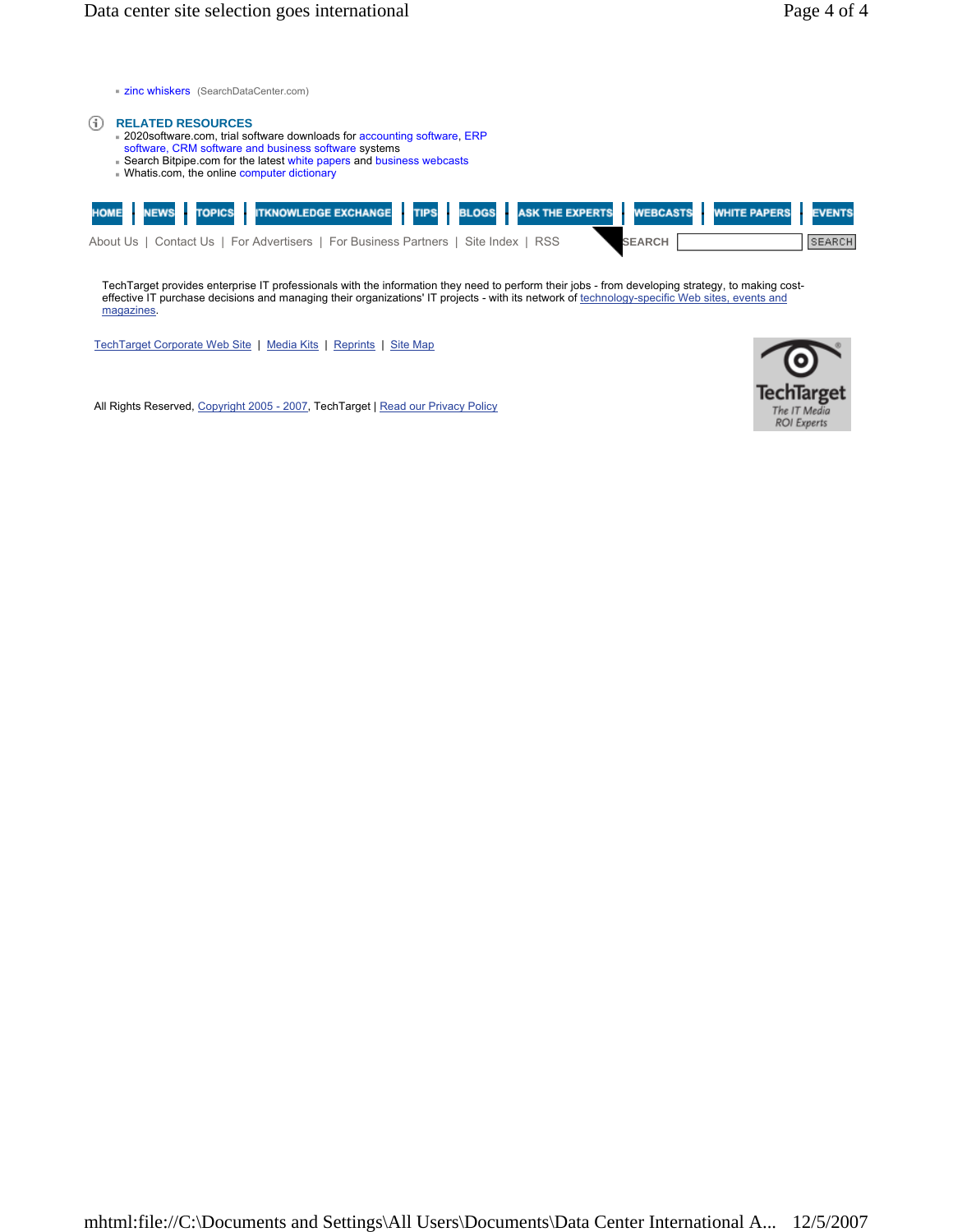- zinc whiskers (SearchDataCenter.com)

**RELATED RESOURCES**

- 2020software.com, trial software downloads for accounting software, ERP software, CRM software and business software systems
- Search Bitpipe.com for the latest white papers and business webcasts
- Whatis.com, the online computer dictionary

HOME | NEWS | TOPICS | ITKNOWLEDGE EXCHANGE | TIPS | BLOGS | ASK THE EXPERTS | WEBCASTS | WHITE PAPERS | EVENTS

About Us | Contact Us | For Advertisers | For Business Partners | Site Index | RSS

SEARCH

TechTarget provides enterprise IT professionals with the information they need to perform their jobs - from developing strategy, to making cost-effective IT purchase decisions and managing their organizations' IT projects - with its network of technology-specific Web sites, events and magazines.

TechTarget Corporate Web Site | Media Kits | Reprints | Site Map

All Rights Reserved, Copyright 2005 - 2007, TechTarget | Read our Privacy Policy

TechTarget
The IT Media ROI Experts